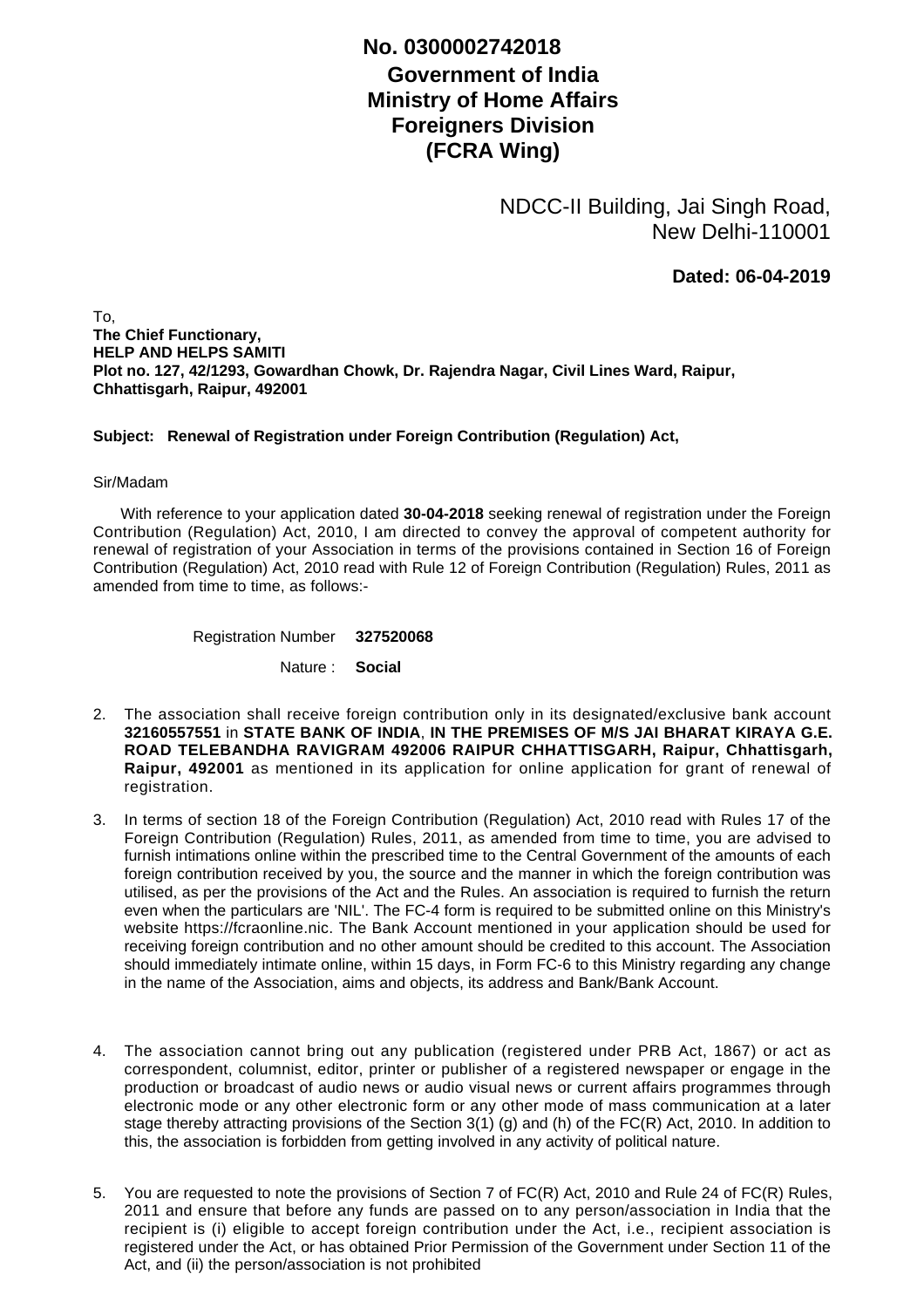**No. 0300002742018**

# Government of India
## Ministry of Home Affairs
## Foreigners Division
## (FCRA Wing)

NDCC-II Building, Jai Singh Road,
New Delhi-110001

**Dated: 06-04-2019**

To,
**The Chief Functionary,**
**HELP AND HELPS SAMITI**
**Plot no. 127, 42/1293, Gowardhan Chowk, Dr. Rajendra Nagar, Civil Lines Ward, Raipur, Chhattisgarh, Raipur, 492001**

**Subject: Renewal of Registration under Foreign Contribution (Regulation) Act,**

Sir/Madam

With reference to your application dated **30-04-2018** seeking renewal of registration under the Foreign Contribution (Regulation) Act, 2010, I am directed to convey the approval of competent authority for renewal of registration of your Association in terms of the provisions contained in Section 16 of Foreign Contribution (Regulation) Act, 2010 read with Rule 12 of Foreign Contribution (Regulation) Rules, 2011 as amended from time to time, as follows:-

Registration Number **327520068**

Nature : **Social**

2. The association shall receive foreign contribution only in its designated/exclusive bank account **32160557551** in **STATE BANK OF INDIA**, **IN THE PREMISES OF M/S JAI BHARAT KIRAYA G.E. ROAD TELEBANDHA RAVIGRAM 492006 RAIPUR CHHATTISGARH, Raipur, Chhattisgarh, Raipur, 492001** as mentioned in its application for online application for grant of renewal of registration.

3. In terms of section 18 of the Foreign Contribution (Regulation) Act, 2010 read with Rules 17 of the Foreign Contribution (Regulation) Rules, 2011, as amended from time to time, you are advised to furnish intimations online within the prescribed time to the Central Government of the amounts of each foreign contribution received by you, the source and the manner in which the foreign contribution was utilised, as per the provisions of the Act and the Rules. An association is required to furnish the return even when the particulars are 'NIL'. The FC-4 form is required to be submitted online on this Ministry's website https://fcraonline.nic. The Bank Account mentioned in your application should be used for receiving foreign contribution and no other amount should be credited to this account. The Association should immediately intimate online, within 15 days, in Form FC-6 to this Ministry regarding any change in the name of the Association, aims and objects, its address and Bank/Bank Account.

4. The association cannot bring out any publication (registered under PRB Act, 1867) or act as correspondent, columnist, editor, printer or publisher of a registered newspaper or engage in the production or broadcast of audio news or audio visual news or current affairs programmes through electronic mode or any other electronic form or any other mode of mass communication at a later stage thereby attracting provisions of the Section 3(1) (g) and (h) of the FC(R) Act, 2010. In addition to this, the association is forbidden from getting involved in any activity of political nature.

5. You are requested to note the provisions of Section 7 of FC(R) Act, 2010 and Rule 24 of FC(R) Rules, 2011 and ensure that before any funds are passed on to any person/association in India that the recipient is (i) eligible to accept foreign contribution under the Act, i.e., recipient association is registered under the Act, or has obtained Prior Permission of the Government under Section 11 of the Act, and (ii) the person/association is not prohibited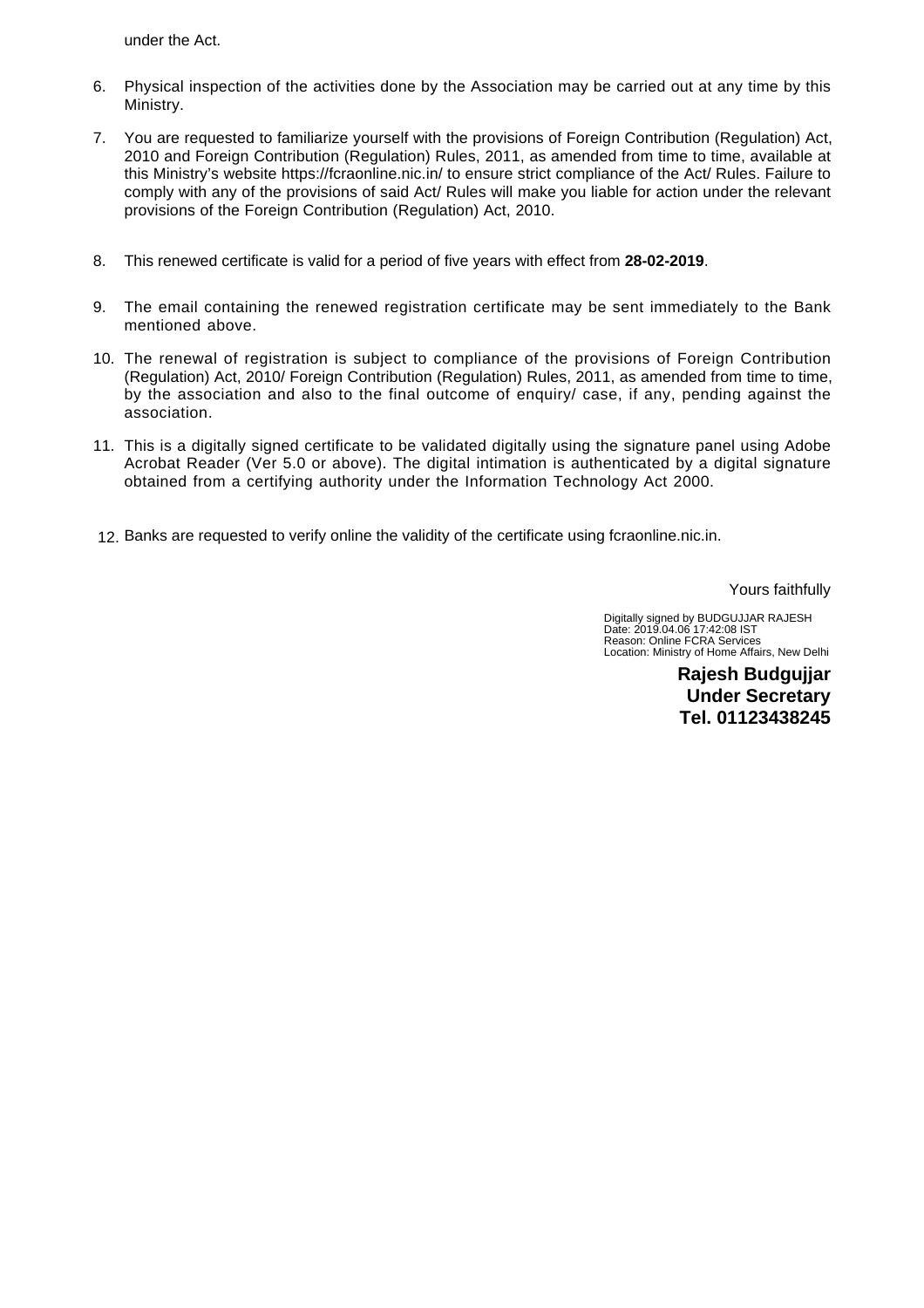under the Act.

6. Physical inspection of the activities done by the Association may be carried out at any time by this Ministry.

7. You are requested to familiarize yourself with the provisions of Foreign Contribution (Regulation) Act, 2010 and Foreign Contribution (Regulation) Rules, 2011, as amended from time to time, available at this Ministry's website https://fcraonline.nic.in/ to ensure strict compliance of the Act/ Rules. Failure to comply with any of the provisions of said Act/ Rules will make you liable for action under the relevant provisions of the Foreign Contribution (Regulation) Act, 2010.

8. This renewed certificate is valid for a period of five years with effect from **28-02-2019**.

9. The email containing the renewed registration certificate may be sent immediately to the Bank mentioned above.

10. The renewal of registration is subject to compliance of the provisions of Foreign Contribution (Regulation) Act, 2010/ Foreign Contribution (Regulation) Rules, 2011, as amended from time to time, by the association and also to the final outcome of enquiry/ case, if any, pending against the association.

11. This is a digitally signed certificate to be validated digitally using the signature panel using Adobe Acrobat Reader (Ver 5.0 or above). The digital intimation is authenticated by a digital signature obtained from a certifying authority under the Information Technology Act 2000.

12. Banks are requested to verify online the validity of the certificate using fcraonline.nic.in.

Yours faithfully

Digitally signed by BUDGUJJAR RAJESH
Date: 2019.04.06 17:42:08 IST
Reason: Online FCRA Services
Location: Ministry of Home Affairs, New Delhi

**Rajesh Budgujjar**
**Under Secretary**
**Tel. 01123438245**